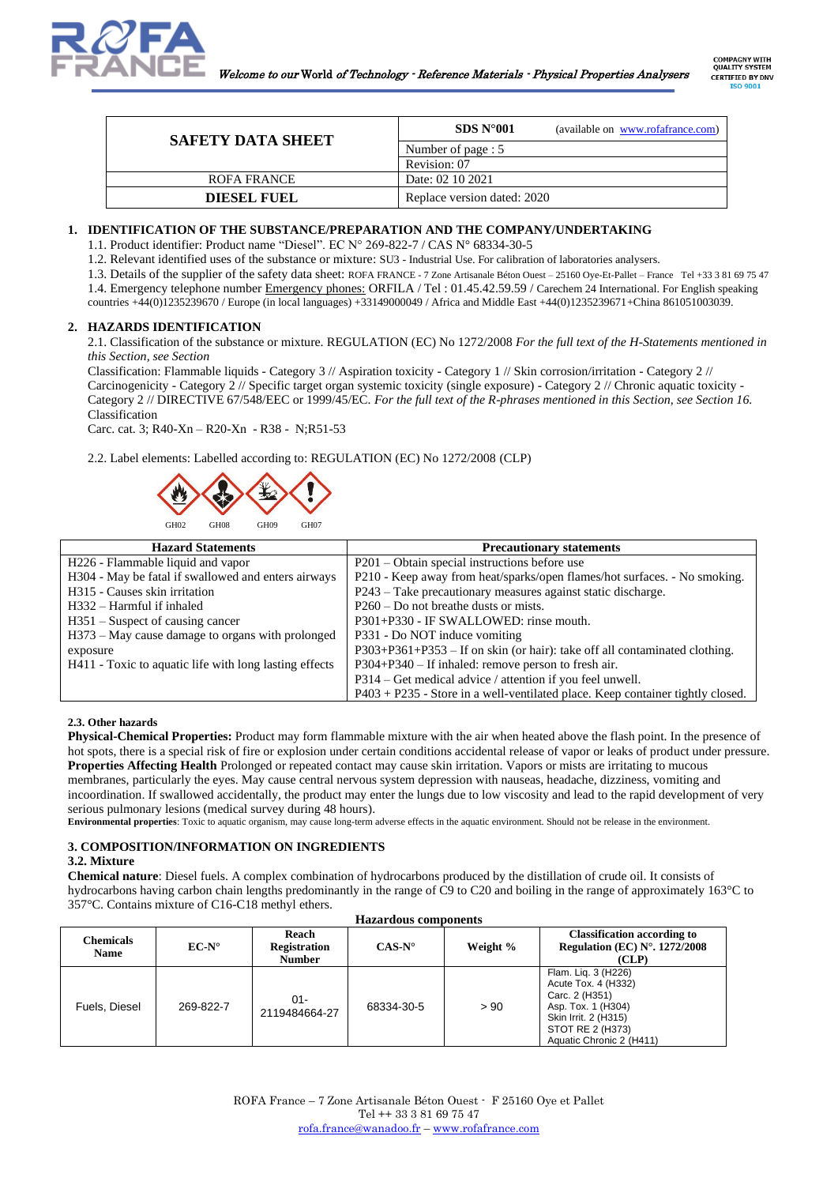| SAFETY DATA SHEET | SDS N°001 (available on www.rofafrance.com) |
|---|---|
| | Number of page : 5 |
| | Revision: 07 |
| ROFA FRANCE | Date: 02 10 2021 |
| **DIESEL FUEL** | Replace version dated: 2020 |

## 1. IDENTIFICATION OF THE SUBSTANCE/PREPARATION AND THE COMPANY/UNDERTAKING

1.1. Product identifier: Product name "Diesel". EC N° 269-822-7 / CAS N° 68334-30-5

1.2. Relevant identified uses of the substance or mixture: SU3 - Industrial Use. For calibration of laboratories analysers.

1.3. Details of the supplier of the safety data sheet: ROFA FRANCE - 7 Zone Artisanale Béton Ouest – 25160 Oye-Et-Pallet – France Tel +33 3 81 69 75 47

1.4. Emergency telephone number Emergency phones: ORFILA / Tel : 01.45.42.59.59 / Carechem 24 International. For English speaking countries +44(0)1235239670 / Europe (in local languages) +33149000049 / Africa and Middle East +44(0)1235239671+China 861051003039.

## 2. HAZARDS IDENTIFICATION

2.1. Classification of the substance or mixture. REGULATION (EC) No 1272/2008 *For the full text of the H-Statements mentioned in this Section, see Section*

Classification: Flammable liquids - Category 3 // Aspiration toxicity - Category 1 // Skin corrosion/irritation - Category 2 // Carcinogenicity - Category 2 // Specific target organ systemic toxicity (single exposure) - Category 2 // Chronic aquatic toxicity - Category 2 // DIRECTIVE 67/548/EEC or 1999/45/EC. *For the full text of the R-phrases mentioned in this Section, see Section 16.*

Classification

Carc. cat. 3; R40-Xn – R20-Xn - R38 - N;R51-53

2.2. Label elements: Labelled according to: REGULATION (EC) No 1272/2008 (CLP)

GH02 GH08 GH09 GH07

| Hazard Statements | Precautionary statements |
|---|---|
| H226 - Flammable liquid and vapor | P201 – Obtain special instructions before use |
| H304 - May be fatal if swallowed and enters airways | P210 - Keep away from heat/sparks/open flames/hot surfaces. - No smoking. |
| H315 - Causes skin irritation | P243 – Take precautionary measures against static discharge. |
| H332 – Harmful if inhaled | P260 – Do not breathe dusts or mists. |
| H351 – Suspect of causing cancer | P301+P330 - IF SWALLOWED: rinse mouth. |
| H373 – May cause damage to organs with prolonged exposure | P331 - Do NOT induce vomiting |
| H411 - Toxic to aquatic life with long lasting effects | P303+P361+P353 – If on skin (or hair): take off all contaminated clothing. |
| | P304+P340 – If inhaled: remove person to fresh air. |
| | P314 – Get medical advice / attention if you feel unwell. |
| | P403 + P235 - Store in a well-ventilated place. Keep container tightly closed. |

### 2.3. Other hazards

**Physical-Chemical Properties:** Product may form flammable mixture with the air when heated above the flash point. In the presence of hot spots, there is a special risk of fire or explosion under certain conditions accidental release of vapor or leaks of product under pressure. **Properties Affecting Health** Prolonged or repeated contact may cause skin irritation. Vapors or mists are irritating to mucous membranes, particularly the eyes. May cause central nervous system depression with nauseas, headache, dizziness, vomiting and incoordination. If swallowed accidentally, the product may enter the lungs due to low viscosity and lead to the rapid development of very serious pulmonary lesions (medical survey during 48 hours).

**Environmental properties**: Toxic to aquatic organism, may cause long-term adverse effects in the aquatic environment. Should not be release in the environment.

## 3. COMPOSITION/INFORMATION ON INGREDIENTS

### 3.2. Mixture

**Chemical nature**: Diesel fuels. A complex combination of hydrocarbons produced by the distillation of crude oil. It consists of hydrocarbons having carbon chain lengths predominantly in the range of C9 to C20 and boiling in the range of approximately 163°C to 357°C. Contains mixture of C16-C18 methyl ethers.

**Hazardous components**

| Chemicals Name | EC-N° | Reach Registration Number | CAS-N° | Weight % | Classification according to Regulation (EC) N°. 1272/2008 (CLP) |
|---|---|---|---|---|---|
| Fuels, Diesel | 269-822-7 | 01-2119484664-27 | 68334-30-5 | > 90 | Flam. Liq. 3 (H226)<br>Acute Tox. 4 (H332)<br>Carc. 2 (H351)<br>Asp. Tox. 1 (H304)<br>Skin Irrit. 2 (H315)<br>STOT RE 2 (H373)<br>Aquatic Chronic 2 (H411) |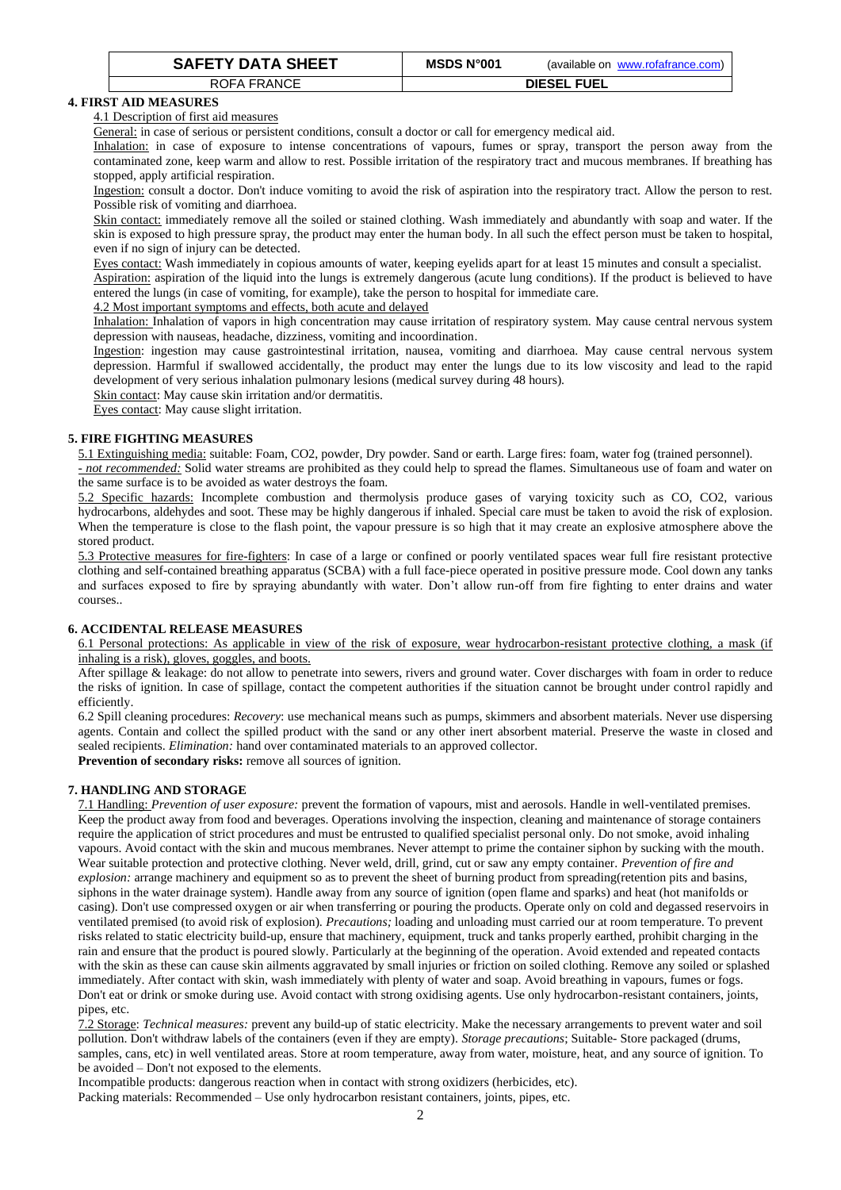## 4. FIRST AID MEASURES

4.1 Description of first aid measures

General: in case of serious or persistent conditions, consult a doctor or call for emergency medical aid.

Inhalation: in case of exposure to intense concentrations of vapours, fumes or spray, transport the person away from the contaminated zone, keep warm and allow to rest. Possible irritation of the respiratory tract and mucous membranes. If breathing has stopped, apply artificial respiration.

Ingestion: consult a doctor. Don't induce vomiting to avoid the risk of aspiration into the respiratory tract. Allow the person to rest. Possible risk of vomiting and diarrhoea.

Skin contact: immediately remove all the soiled or stained clothing. Wash immediately and abundantly with soap and water. If the skin is exposed to high pressure spray, the product may enter the human body. In all such the effect person must be taken to hospital, even if no sign of injury can be detected.

Eyes contact: Wash immediately in copious amounts of water, keeping eyelids apart for at least 15 minutes and consult a specialist.

Aspiration: aspiration of the liquid into the lungs is extremely dangerous (acute lung conditions). If the product is believed to have entered the lungs (in case of vomiting, for example), take the person to hospital for immediate care.

4.2 Most important symptoms and effects, both acute and delayed

Inhalation: Inhalation of vapors in high concentration may cause irritation of respiratory system. May cause central nervous system depression with nauseas, headache, dizziness, vomiting and incoordination.

Ingestion: ingestion may cause gastrointestinal irritation, nausea, vomiting and diarrhoea. May cause central nervous system depression. Harmful if swallowed accidentally, the product may enter the lungs due to its low viscosity and lead to the rapid development of very serious inhalation pulmonary lesions (medical survey during 48 hours).

Skin contact: May cause skin irritation and/or dermatitis.

Eyes contact: May cause slight irritation.

## 5. FIRE FIGHTING MEASURES

5.1 Extinguishing media: suitable: Foam, $CO_2$, powder, Dry powder. Sand or earth. Large fires: foam, water fog (trained personnel).
- *not recommended:* Solid water streams are prohibited as they could help to spread the flames. Simultaneous use of foam and water on the same surface is to be avoided as water destroys the foam.

5.2 Specific hazards: Incomplete combustion and thermolysis produce gases of varying toxicity such as CO, $CO_2$, various hydrocarbons, aldehydes and soot. These may be highly dangerous if inhaled. Special care must be taken to avoid the risk of explosion. When the temperature is close to the flash point, the vapour pressure is so high that it may create an explosive atmosphere above the stored product.

5.3 Protective measures for fire-fighters: In case of a large or confined or poorly ventilated spaces wear full fire resistant protective clothing and self-contained breathing apparatus (SCBA) with a full face-piece operated in positive pressure mode. Cool down any tanks and surfaces exposed to fire by spraying abundantly with water. Don't allow run-off from fire fighting to enter drains and water courses..

## 6. ACCIDENTAL RELEASE MEASURES

6.1 Personal protections: As applicable in view of the risk of exposure, wear hydrocarbon-resistant protective clothing, a mask (if inhaling is a risk), gloves, goggles, and boots.

After spillage & leakage: do not allow to penetrate into sewers, rivers and ground water. Cover discharges with foam in order to reduce the risks of ignition. In case of spillage, contact the competent authorities if the situation cannot be brought under control rapidly and efficiently.

6.2 Spill cleaning procedures: *Recovery*: use mechanical means such as pumps, skimmers and absorbent materials. Never use dispersing agents. Contain and collect the spilled product with the sand or any other inert absorbent material. Preserve the waste in closed and sealed recipients. *Elimination:* hand over contaminated materials to an approved collector.

**Prevention of secondary risks:** remove all sources of ignition.

## 7. HANDLING AND STORAGE

7.1 Handling: *Prevention of user exposure:* prevent the formation of vapours, mist and aerosols. Handle in well-ventilated premises. Keep the product away from food and beverages. Operations involving the inspection, cleaning and maintenance of storage containers require the application of strict procedures and must be entrusted to qualified specialist personal only. Do not smoke, avoid inhaling vapours. Avoid contact with the skin and mucous membranes. Never attempt to prime the container siphon by sucking with the mouth. Wear suitable protection and protective clothing. Never weld, drill, grind, cut or saw any empty container. *Prevention of fire and explosion:* arrange machinery and equipment so as to prevent the sheet of burning product from spreading(retention pits and basins, siphons in the water drainage system). Handle away from any source of ignition (open flame and sparks) and heat (hot manifolds or casing). Don't use compressed oxygen or air when transferring or pouring the products. Operate only on cold and degassed reservoirs in ventilated premised (to avoid risk of explosion). *Precautions;* loading and unloading must carried our at room temperature. To prevent risks related to static electricity build-up, ensure that machinery, equipment, truck and tanks properly earthed, prohibit charging in the rain and ensure that the product is poured slowly. Particularly at the beginning of the operation. Avoid extended and repeated contacts with the skin as these can cause skin ailments aggravated by small injuries or friction on soiled clothing. Remove any soiled or splashed immediately. After contact with skin, wash immediately with plenty of water and soap. Avoid breathing in vapours, fumes or fogs. Don't eat or drink or smoke during use. Avoid contact with strong oxidising agents. Use only hydrocarbon-resistant containers, joints, pipes, etc.

7.2 Storage: *Technical measures:* prevent any build-up of static electricity. Make the necessary arrangements to prevent water and soil pollution. Don't withdraw labels of the containers (even if they are empty). *Storage precautions*; Suitable- Store packaged (drums, samples, cans, etc) in well ventilated areas. Store at room temperature, away from water, moisture, heat, and any source of ignition. To be avoided – Don't not exposed to the elements.

Incompatible products: dangerous reaction when in contact with strong oxidizers (herbicides, etc).

Packing materials: Recommended – Use only hydrocarbon resistant containers, joints, pipes, etc.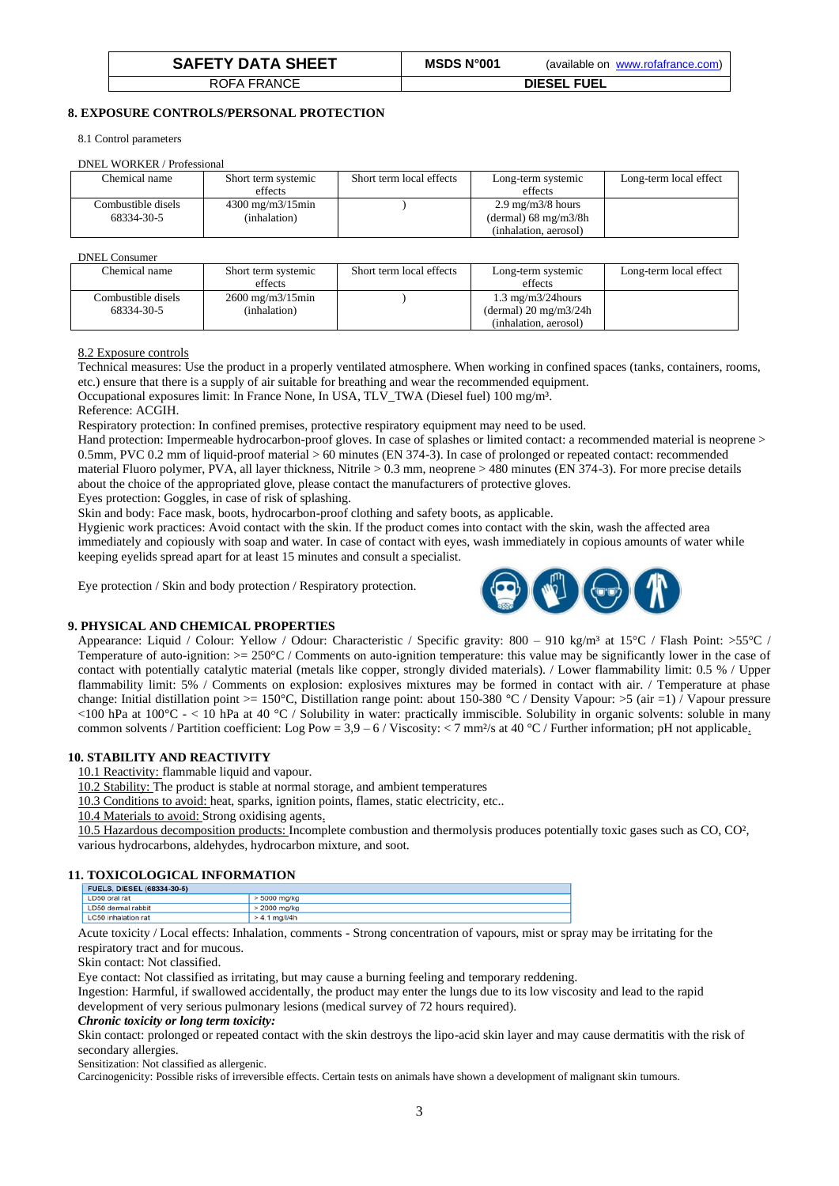## 8. EXPOSURE CONTROLS/PERSONAL PROTECTION

8.1 Control parameters

DNEL WORKER / Professional

| Chemical name | Short term systemic effects | Short term local effects | Long-term systemic effects | Long-term local effect |
|---|---|---|---|---|
| Combustible disels 68334-30-5 | 4300 mg/m3/15min (inhalation) | ) | 2.9 mg/m3/8 hours (dermal) 68 mg/m3/8h (inhalation, aerosol) | |

DNEL Consumer

| Chemical name | Short term systemic effects | Short term local effects | Long-term systemic effects | Long-term local effect |
|---|---|---|---|---|
| Combustible disels 68334-30-5 | 2600 mg/m3/15min (inhalation) | ) | 1.3 mg/m3/24hours (dermal) 20 mg/m3/24h (inhalation, aerosol) | |

8.2 Exposure controls

Technical measures: Use the product in a properly ventilated atmosphere. When working in confined spaces (tanks, containers, rooms, etc.) ensure that there is a supply of air suitable for breathing and wear the recommended equipment.

Occupational exposures limit: In France None, In USA, TLV_TWA (Diesel fuel) 100 mg/m³.

Reference: ACGIH.

Respiratory protection: In confined premises, protective respiratory equipment may need to be used.

Hand protection: Impermeable hydrocarbon-proof gloves. In case of splashes or limited contact: a recommended material is neoprene > 0.5mm, PVC 0.2 mm of liquid-proof material > 60 minutes (EN 374-3). In case of prolonged or repeated contact: recommended material Fluoro polymer, PVA, all layer thickness, Nitrile > 0.3 mm, neoprene > 480 minutes (EN 374-3). For more precise details about the choice of the appropriated glove, please contact the manufacturers of protective gloves.

Eyes protection: Goggles, in case of risk of splashing.

Skin and body: Face mask, boots, hydrocarbon-proof clothing and safety boots, as applicable.

Hygienic work practices: Avoid contact with the skin. If the product comes into contact with the skin, wash the affected area immediately and copiously with soap and water. In case of contact with eyes, wash immediately in copious amounts of water while keeping eyelids spread apart for at least 15 minutes and consult a specialist.

Eye protection / Skin and body protection / Respiratory protection.

## 9. PHYSICAL AND CHEMICAL PROPERTIES

Appearance: Liquid / Colour: Yellow / Odour: Characteristic / Specific gravity: 800 – 910 kg/m³ at 15°C / Flash Point: >55°C / Temperature of auto-ignition: >= 250°C / Comments on auto-ignition temperature: this value may be significantly lower in the case of contact with potentially catalytic material (metals like copper, strongly divided materials). / Lower flammability limit: 0.5 % / Upper flammability limit: 5% / Comments on explosion: explosives mixtures may be formed in contact with air. / Temperature at phase change: Initial distillation point >= 150°C, Distillation range point: about 150-380 °C / Density Vapour: >5 (air =1) / Vapour pressure <100 hPa at 100°C - < 10 hPa at 40 °C / Solubility in water: practically immiscible. Solubility in organic solvents: soluble in many common solvents / Partition coefficient: Log Pow = 3,9 – 6 / Viscosity: < 7 mm²/s at 40 °C / Further information; pH not applicable.

## 10. STABILITY AND REACTIVITY

10.1 Reactivity: flammable liquid and vapour.

10.2 Stability: The product is stable at normal storage, and ambient temperatures

10.3 Conditions to avoid: heat, sparks, ignition points, flames, static electricity, etc..

10.4 Materials to avoid: Strong oxidising agents.

10.5 Hazardous decomposition products: Incomplete combustion and thermolysis produces potentially toxic gases such as CO, CO², various hydrocarbons, aldehydes, hydrocarbon mixture, and soot.

## 11. TOXICOLOGICAL INFORMATION

| FUELS, DIESEL (68334-30-5) | |
|---|---|
| LD50 oral rat | > 5000 mg/kg |
| LD50 dermal rabbit | > 2000 mg/kg |
| LC50 inhalation rat | > 4.1 mg/l/4h |

Acute toxicity / Local effects: Inhalation, comments - Strong concentration of vapours, mist or spray may be irritating for the respiratory tract and for mucous.

Skin contact: Not classified.

Eye contact: Not classified as irritating, but may cause a burning feeling and temporary reddening.

Ingestion: Harmful, if swallowed accidentally, the product may enter the lungs due to its low viscosity and lead to the rapid development of very serious pulmonary lesions (medical survey of 72 hours required).

***Chronic toxicity or long term toxicity:***

Skin contact: prolonged or repeated contact with the skin destroys the lipo-acid skin layer and may cause dermatitis with the risk of secondary allergies.

Sensitization: Not classified as allergenic.

Carcinogenicity: Possible risks of irreversible effects. Certain tests on animals have shown a development of malignant skin tumours.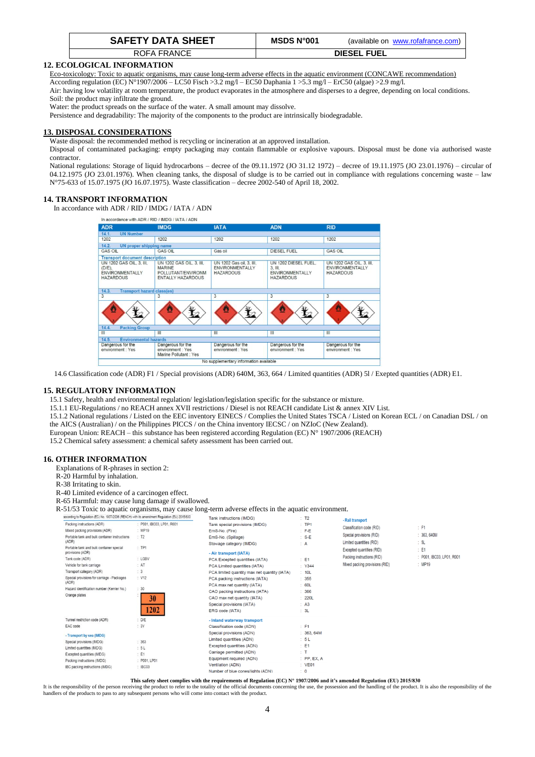| SAFETY DATA SHEET | MSDS N°001 (available on www.rofafrance.com) |
|---|---|
| ROFA FRANCE | DIESEL FUEL |

## 12. ECOLOGICAL INFORMATION

Eco-toxicology: Toxic to aquatic organisms, may cause long-term adverse effects in the aquatic environment (CONCAWE recommendation)
According regulation (EC) N°1907/2006 – LC50 Fisch >3.2 mg/l – EC50 Daphania 1 >5.3 mg/l – ErC50 (algae) >2.9 mg/l.
Air: having low volatility at room temperature, the product evaporates in the atmosphere and disperses to a degree, depending on local conditions.
Soil: the product may infiltrate the ground.
Water: the product spreads on the surface of the water. A small amount may dissolve.
Persistence and degradability: The majority of the components to the product are intrinsically biodegradable.

## 13. DISPOSAL CONSIDERATIONS

Waste disposal: the recommended method is recycling or incineration at an approved installation.
Disposal of contaminated packaging: empty packaging may contain flammable or explosive vapours. Disposal must be done via authorised waste contractor.
National regulations: Storage of liquid hydrocarbons – decree of the 09.11.1972 (JO 31.12 1972) – decree of 19.11.1975 (JO 23.01.1976) – circular of 04.12.1975 (JO 23.01.1976). When cleaning tanks, the disposal of sludge is to be carried out in compliance with regulations concerning waste – law N°75-633 of 15.07.1975 (JO 16.07.1975). Waste classification – decree 2002-540 of April 18, 2002.

## 14. TRANSPORT INFORMATION

In accordance with ADR / RID / IMDG / IATA / ADN

In accordance with ADR / RID / IMDG / IATA / ADN

| ADR | IMDG | IATA | ADN | RID |
|---|---|---|---|---|
| **14.1. UN Number** | | | | |
| 1202 | 1202 | 1202 | 1202 | 1202 |
| **14.2. UN proper shipping name** | | | | |
| GAS OIL | GAS OIL | Gas oil | DIESEL FUEL | GAS OIL |
| **Transport document description** | | | | |
| UN 1202 GAS OIL, 3, III, (D/E), ENVIRONMENTALLY HAZARDOUS | UN 1202 GAS OIL, 3, III, MARINE POLLUTANT/ENVIRONMENTALLY HAZARDOUS | UN 1202 Gas oil, 3, III, ENVIRONMENTALLY HAZARDOUS | UN 1202 DIESEL FUEL, 3, III, ENVIRONMENTALLY HAZARDOUS | UN 1202 GAS OIL, 3, III, ENVIRONMENTALLY HAZARDOUS |
| **14.3. Transport hazard class(es)** | | | | |
| 3 | 3 | 3 | 3 | 3 |
| **14.4. Packing Group** | | | | |
| III | III | III | III | III |
| **14.5. Environmental hazards** | | | | |
| Dangerous for the environment : Yes | Dangerous for the environment : Yes Marine Pollutant : Yes | Dangerous for the environment : Yes | Dangerous for the environment : Yes | Dangerous for the environment : Yes |
| No supplementary information available | | | | |

14.6 Classification code (ADR) F1 / Special provisions (ADR) 640M, 363, 664 / Limited quantities (ADR) 5l / Exepted quantities (ADR) E1.

## 15. REGULATORY INFORMATION

15.1 Safety, health and environmental regulation/ legislation/legislation specific for the substance or mixture.
15.1.1 EU-Regulations / no REACH annex XVII restrictions / Diesel is not REACH candidate List & annex XIV List.
15.1.2 National regulations / Listed on the EEC inventory EINECS / Complies the United States TSCA / Listed on Korean ECL / on Canadian DSL / on the AICS (Australian) / on the Philippines PICCS / on the China inventory IECSC / on NZIoC (New Zealand).
European Union: REACH – this substance has been registered according Regulation (EC) N° 1907/2006 (REACH)
15.2 Chemical safety assessment: a chemical safety assessment has been carried out.

## 16. OTHER INFORMATION

Explanations of R-phrases in section 2:
R-20 Harmful by inhalation.
R-38 Irritating to skin.
R-40 Limited evidence of a carcinogen effect.
R-65 Harmful: may cause lung damage if swallowed.
R-51/53 Toxic to aquatic organisms, may cause long-term adverse effects in the aquatic environment.

according to Regulation (EC) No. 1907/2006 (REACH) with its amendment Regulation (EU) 2015/830

| | |
|---|---|
| Packing instructions (ADR) | : P001, IBC03, LP01, R001 |
| Mixed packing provisions (ADR) | : MP19 |
| Portable tank and bulk container instructions (ADR) | : T2 |
| Portable tank and bulk container special provisions (ADR) | : TP1 |
| Tank code (ADR) | : LGBV |
| Vehicle for tank carriage | : AT |
| Transport category (ADR) | : 3 |
| Special provisions for carriage - Packages (ADR) | : V12 |
| Hazard identification number (Kemler No.) | : 30 |
| Orange plates | : 30 / 1202 |
| Tunnel restriction code (ADR) | : D/E |
| EAC code | : 3Y |
| **- Transport by sea (IMDG)** | |
| Special provisions (IMDG) | : 363 |
| Limited quantities (IMDG) | : 5 L |
| Excepted quantities (IMDG) | : E1 |
| Packing instructions (IMDG) | : P001, LP01 |
| IBC packing instructions (IMDG) | : IBC03 |
| Tank instructions (IMDG) | : T2 |
| Tank special provisions (IMDG) | : TP1 |
| EmS-No. (Fire) | : F-E |
| EmS-No. (Spillage) | : S-E |
| Stowage category (IMDG) | : A |
| **- Air transport (IATA)** | |
| PCA Excepted quantities (IATA) | : E1 |
| PCA Limited quantities (IATA) | : Y344 |
| PCA limited quantity max net quantity (IATA) | : 10L |
| PCA packing instructions (IATA) | : 355 |
| PCA max net quantity (IATA) | : 60L |
| CAO packing instructions (IATA) | : 366 |
| CAO max net quantity (IATA) | : 220L |
| Special provisions (IATA) | : A3 |
| ERG code (IATA) | : 3L |
| **- Inland waterway transport** | |
| Classification code (ADN) | : F1 |
| Special provisions (ADN) | : 363, 64M |
| Limited quantities (ADN) | : 5 L |
| Excepted quantities (ADN) | : E1 |
| Carriage permitted (ADN) | : T |
| Equipment required (ADN) | : PP, EX, A |
| Ventilation (ADN) | : VE01 |
| Number of blue cones/lights (ADN) | : 0 |
| **- Rail transport** | |
| Classification code (RID) | : F1 |
| Special provisions (RID) | : 363, 640M |
| Limited quantities (RID) | : 5L |
| Excepted quantities (RID) | : E1 |
| Packing instructions (RID) | : P001, IBC03, LP01, R001 |
| Mixed packing provisions (RID) | : MP19 |

**This safety sheet complies with the requirements of Regulation (EC) N° 1907/2006 and it's amended Regulation (EU) 2015/830**

It is the responsibility of the person receiving the product to refer to the totality of the official documents concerning the use, the possession and the handling of the product. It is also the responsibility of the handlers of the products to pass to any subsequent persons who will come into contact with the product.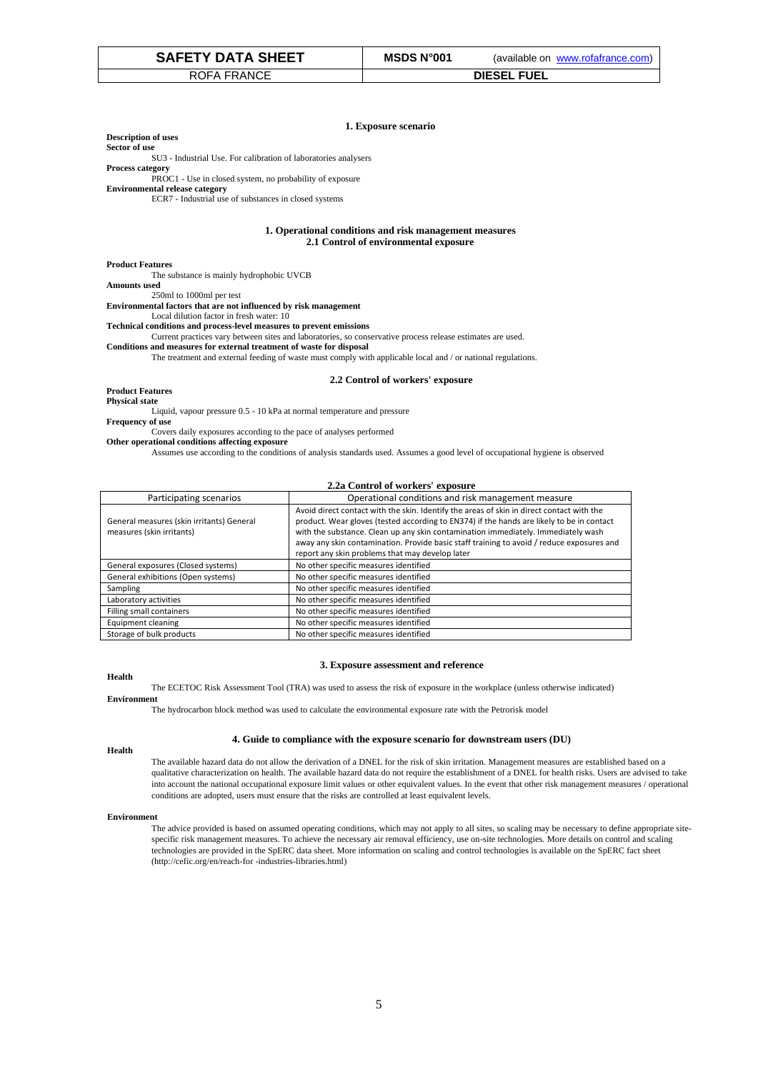## 1. Exposure scenario

**Description of uses**

**Sector of use**

SU3 - Industrial Use. For calibration of laboratories analysers

**Process category**

PROC1 - Use in closed system, no probability of exposure

**Environmental release category**

ECR7 - Industrial use of substances in closed systems

## 1. Operational conditions and risk management measures

### 2.1 Control of environmental exposure

**Product Features**

The substance is mainly hydrophobic UVCB

**Amounts used**

250ml to 1000ml per test

**Environmental factors that are not influenced by risk management**

Local dilution factor in fresh water: 10

**Technical conditions and process-level measures to prevent emissions**

Current practices vary between sites and laboratories, so conservative process release estimates are used.

**Conditions and measures for external treatment of waste for disposal**

The treatment and external feeding of waste must comply with applicable local and / or national regulations.

### 2.2 Control of workers' exposure

**Product Features**

**Physical state**

Liquid, vapour pressure 0.5 - 10 kPa at normal temperature and pressure

**Frequency of use**

Covers daily exposures according to the pace of analyses performed

**Other operational conditions affecting exposure**

Assumes use according to the conditions of analysis standards used. Assumes a good level of occupational hygiene is observed

### 2.2a Control of workers' exposure

| Participating scenarios | Operational conditions and risk management measure |
|---|---|
| General measures (skin irritants) General measures (skin irritants) | Avoid direct contact with the skin. Identify the areas of skin in direct contact with the product. Wear gloves (tested according to EN374) if the hands are likely to be in contact with the substance. Clean up any skin contamination immediately. Immediately wash away any skin contamination. Provide basic staff training to avoid / reduce exposures and report any skin problems that may develop later |
| General exposures (Closed systems) | No other specific measures identified |
| General exhibitions (Open systems) | No other specific measures identified |
| Sampling | No other specific measures identified |
| Laboratory activities | No other specific measures identified |
| Filling small containers | No other specific measures identified |
| Equipment cleaning | No other specific measures identified |
| Storage of bulk products | No other specific measures identified |

## 3. Exposure assessment and reference

**Health**

The ECETOC Risk Assessment Tool (TRA) was used to assess the risk of exposure in the workplace (unless otherwise indicated)

**Environment**

The hydrocarbon block method was used to calculate the environmental exposure rate with the Petrorisk model

## 4. Guide to compliance with the exposure scenario for downstream users (DU)

**Health**

The available hazard data do not allow the derivation of a DNEL for the risk of skin irritation. Management measures are established based on a qualitative characterization on health. The available hazard data do not require the establishment of a DNEL for health risks. Users are advised to take into account the national occupational exposure limit values or other equivalent values. In the event that other risk management measures / operational conditions are adopted, users must ensure that the risks are controlled at least equivalent levels.

**Environment**

The advice provided is based on assumed operating conditions, which may not apply to all sites, so scaling may be necessary to define appropriate site-specific risk management measures. To achieve the necessary air removal efficiency, use on-site technologies. More details on control and scaling technologies are provided in the SpERC data sheet. More information on scaling and control technologies is available on the SpERC fact sheet (http://cefic.org/en/reach-for -industries-libraries.html)